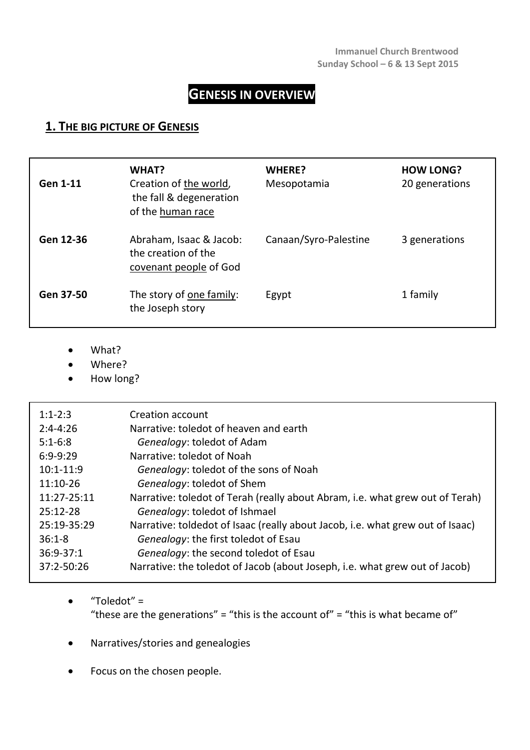Immanuel Church Brentwood
Sunday School – 6 & 13 Sept 2015

# GENESIS IN OVERVIEW

## 1. THE BIG PICTURE OF GENESIS

| | WHAT? | WHERE? | HOW LONG? |
|---|---|---|---|
| **Gen 1-11** | Creation of <u>the world</u>, the fall & degeneration of the <u>human race</u> | Mesopotamia | 20 generations |
| **Gen 12-36** | Abraham, Isaac & Jacob: the creation of the <u>covenant people</u> of God | Canaan/Syro-Palestine | 3 generations |
| **Gen 37-50** | The story of <u>one family</u>: the Joseph story | Egypt | 1 family |

- What?
- Where?
- How long?

| | |
|---|---|
| 1:1-2:3 | Creation account |
| 2:4-4:26 | Narrative: toledot of heaven and earth |
| 5:1-6:8 | *Genealogy*: toledot of Adam |
| 6:9-9:29 | Narrative: toledot of Noah |
| 10:1-11:9 | *Genealogy*: toledot of the sons of Noah |
| 11:10-26 | *Genealogy*: toledot of Shem |
| 11:27-25:11 | Narrative: toledot of Terah (really about Abram, i.e. what grew out of Terah) |
| 25:12-28 | *Genealogy*: toledot of Ishmael |
| 25:19-35:29 | Narrative: toldedot of Isaac (really about Jacob, i.e. what grew out of Isaac) |
| 36:1-8 | *Genealogy*: the first toledot of Esau |
| 36:9-37:1 | *Genealogy*: the second toledot of Esau |
| 37:2-50:26 | Narrative: the toledot of Jacob (about Joseph, i.e. what grew out of Jacob) |

- "Toledot" =
  "these are the generations" = "this is the account of" = "this is what became of"

- Narratives/stories and genealogies

- Focus on the chosen people.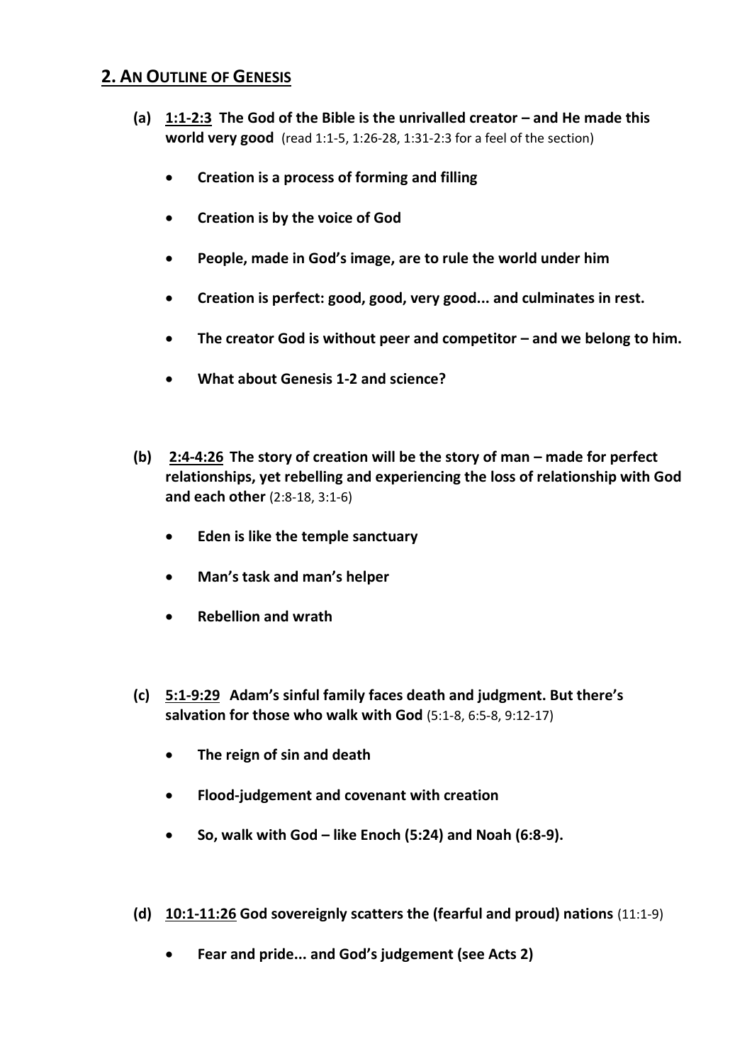## 2. AN OUTLINE OF GENESIS

**(a)** **<u>1:1-2:3</u> The God of the Bible is the unrivalled creator – and He made this world very good** (read 1:1-5, 1:26-28, 1:31-2:3 for a feel of the section)

- **Creation is a process of forming and filling**
- **Creation is by the voice of God**
- **People, made in God's image, are to rule the world under him**
- **Creation is perfect: good, good, very good... and culminates in rest.**
- **The creator God is without peer and competitor – and we belong to him.**
- **What about Genesis 1-2 and science?**

**(b)** **<u>2:4-4:26</u> The story of creation will be the story of man – made for perfect relationships, yet rebelling and experiencing the loss of relationship with God and each other** (2:8-18, 3:1-6)

- **Eden is like the temple sanctuary**
- **Man's task and man's helper**
- **Rebellion and wrath**

**(c)** **<u>5:1-9:29</u> Adam's sinful family faces death and judgment. But there's salvation for those who walk with God** (5:1-8, 6:5-8, 9:12-17)

- **The reign of sin and death**
- **Flood-judgement and covenant with creation**
- **So, walk with God – like Enoch (5:24) and Noah (6:8-9).**

**(d)** **<u>10:1-11:26</u> God sovereignly scatters the (fearful and proud) nations** (11:1-9)

- **Fear and pride... and God's judgement (see Acts 2)**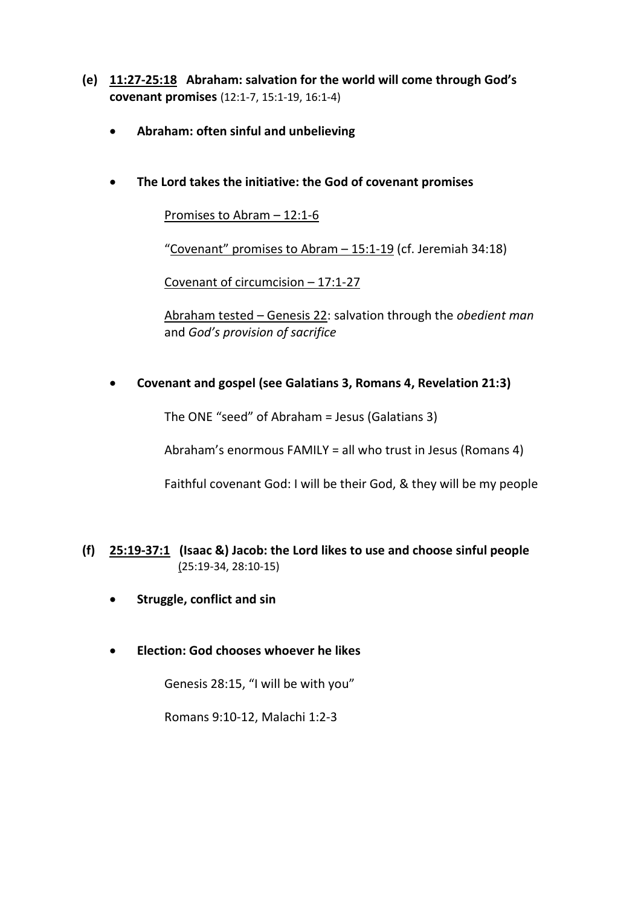**(e)** **<u>11:27-25:18</u>** **Abraham: salvation for the world will come through God's covenant promises** (12:1-7, 15:1-19, 16:1-4)

- **Abraham: often sinful and unbelieving**

- **The Lord takes the initiative: the God of covenant promises**

  <u>Promises to Abram – 12:1-6</u>

  "<u>Covenant" promises to Abram – 15:1-19</u> (cf. Jeremiah 34:18)

  <u>Covenant of circumcision – 17:1-27</u>

  <u>Abraham tested – Genesis 22</u>: salvation through the *obedient man* and *God's provision of sacrifice*

- **Covenant and gospel (see Galatians 3, Romans 4, Revelation 21:3)**

  The ONE "seed" of Abraham = Jesus (Galatians 3)

  Abraham's enormous FAMILY = all who trust in Jesus (Romans 4)

  Faithful covenant God: I will be their God, & they will be my people

**(f)** **<u>25:19-37:1</u>** **(Isaac &) Jacob: the Lord likes to use and choose sinful people** (25:19-34, 28:10-15)

- **Struggle, conflict and sin**

- **Election: God chooses whoever he likes**

  Genesis 28:15, "I will be with you"

  Romans 9:10-12, Malachi 1:2-3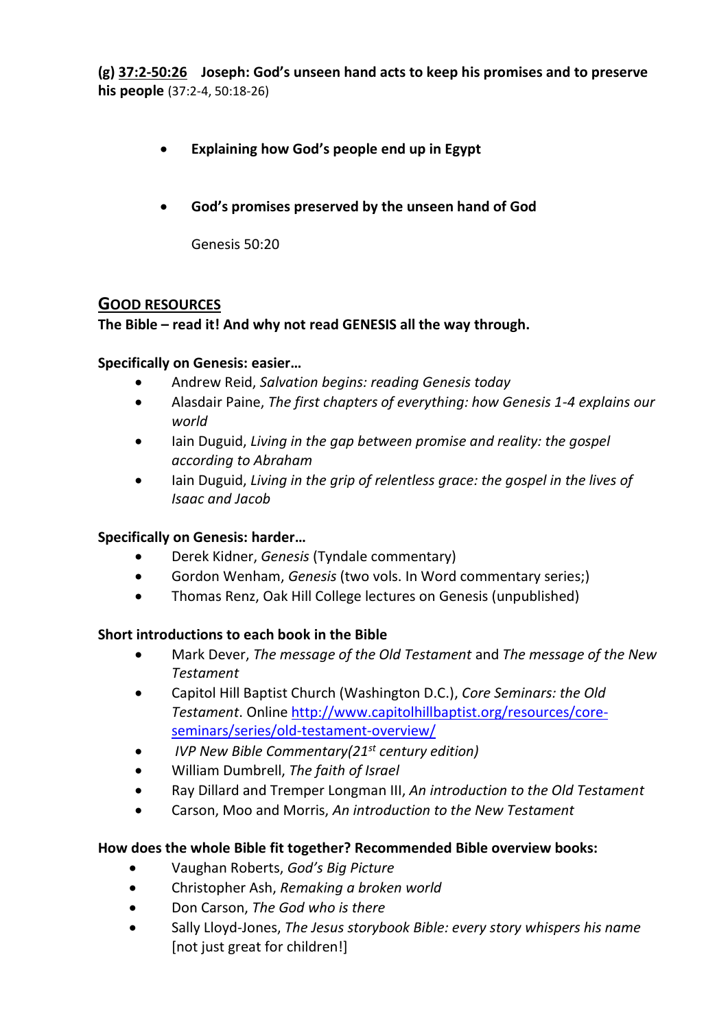**(g) <u>37:2-50:26</u> Joseph: God's unseen hand acts to keep his promises and to preserve his people** (37:2-4, 50:18-26)

- **Explaining how God's people end up in Egypt**

- **God's promises preserved by the unseen hand of God**

  Genesis 50:20

## <u>GOOD RESOURCES</u>

**The Bible – read it! And why not read GENESIS all the way through.**

**Specifically on Genesis: easier…**

- Andrew Reid, *Salvation begins: reading Genesis today*
- Alasdair Paine, *The first chapters of everything: how Genesis 1-4 explains our world*
- Iain Duguid, *Living in the gap between promise and reality: the gospel according to Abraham*
- Iain Duguid, *Living in the grip of relentless grace: the gospel in the lives of Isaac and Jacob*

**Specifically on Genesis: harder…**

- Derek Kidner, *Genesis* (Tyndale commentary)
- Gordon Wenham, *Genesis* (two vols. In Word commentary series;)
- Thomas Renz, Oak Hill College lectures on Genesis (unpublished)

**Short introductions to each book in the Bible**

- Mark Dever, *The message of the Old Testament* and *The message of the New Testament*
- Capitol Hill Baptist Church (Washington D.C.), *Core Seminars: the Old Testament*. Online http://www.capitolhillbaptist.org/resources/core-seminars/series/old-testament-overview/
- *IVP New Bible Commentary(21st century edition)*
- William Dumbrell, *The faith of Israel*
- Ray Dillard and Tremper Longman III, *An introduction to the Old Testament*
- Carson, Moo and Morris, *An introduction to the New Testament*

**How does the whole Bible fit together? Recommended Bible overview books:**

- Vaughan Roberts, *God's Big Picture*
- Christopher Ash, *Remaking a broken world*
- Don Carson, *The God who is there*
- Sally Lloyd-Jones, *The Jesus storybook Bible: every story whispers his name* [not just great for children!]